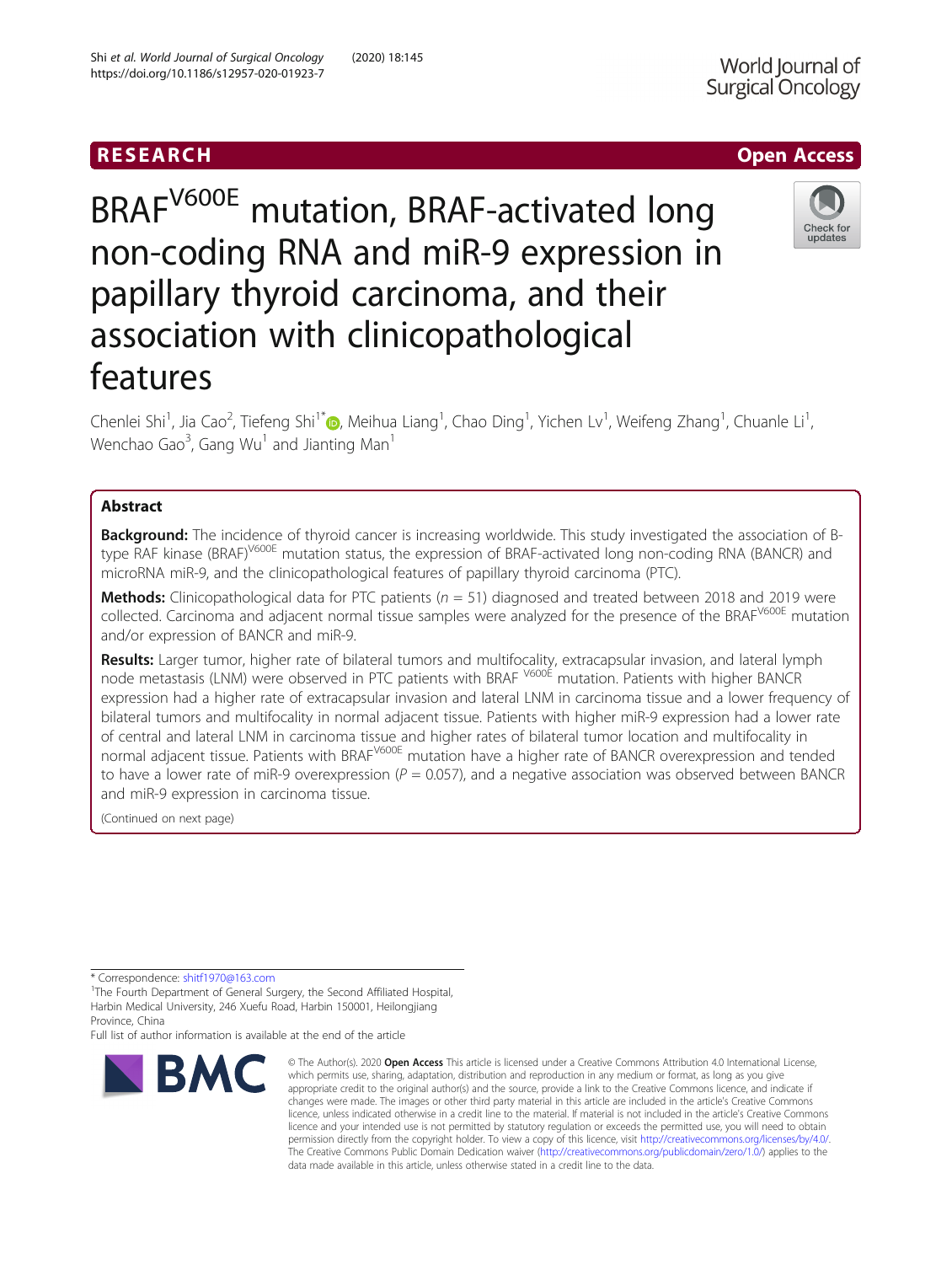RESEARCH

Open Access

# BRAF$^{V600E}$ mutation, BRAF-activated long non-coding RNA and miR-9 expression in papillary thyroid carcinoma, and their association with clinicopathological features

Chenlei Shi[1], Jia Cao[2], Tiefeng Shi[1*], Meihua Liang[1], Chao Ding[1], Yichen Lv[1], Weifeng Zhang[1], Chuanle Li[1], Wenchao Gao[3], Gang Wu[1] and Jianting Man[1]

## Abstract

**Background:** The incidence of thyroid cancer is increasing worldwide. This study investigated the association of B-type RAF kinase (BRAF)$^{V600E}$ mutation status, the expression of BRAF-activated long non-coding RNA (BANCR) and microRNA miR-9, and the clinicopathological features of papillary thyroid carcinoma (PTC).

**Methods:** Clinicopathological data for PTC patients ($n = 51$) diagnosed and treated between 2018 and 2019 were collected. Carcinoma and adjacent normal tissue samples were analyzed for the presence of the BRAF$^{V600E}$ mutation and/or expression of BANCR and miR-9.

**Results:** Larger tumor, higher rate of bilateral tumors and multifocality, extracapsular invasion, and lateral lymph node metastasis (LNM) were observed in PTC patients with BRAF $^{V600E}$ mutation. Patients with higher BANCR expression had a higher rate of extracapsular invasion and lateral LNM in carcinoma tissue and a lower frequency of bilateral tumors and multifocality in normal adjacent tissue. Patients with higher miR-9 expression had a lower rate of central and lateral LNM in carcinoma tissue and higher rates of bilateral tumor location and multifocality in normal adjacent tissue. Patients with BRAF$^{V600E}$ mutation have a higher rate of BANCR overexpression and tended to have a lower rate of miR-9 overexpression ($P = 0.057$), and a negative association was observed between BANCR and miR-9 expression in carcinoma tissue.

(Continued on next page)

* Correspondence: shitf1970@163.com

[1]The Fourth Department of General Surgery, the Second Affiliated Hospital, Harbin Medical University, 246 Xuefu Road, Harbin 150001, Heilongjiang Province, China

Full list of author information is available at the end of the article

© The Author(s). 2020 **Open Access** This article is licensed under a Creative Commons Attribution 4.0 International License, which permits use, sharing, adaptation, distribution and reproduction in any medium or format, as long as you give appropriate credit to the original author(s) and the source, provide a link to the Creative Commons licence, and indicate if changes were made. The images or other third party material in this article are included in the article's Creative Commons licence, unless indicated otherwise in a credit line to the material. If material is not included in the article's Creative Commons licence and your intended use is not permitted by statutory regulation or exceeds the permitted use, you will need to obtain permission directly from the copyright holder. To view a copy of this licence, visit http://creativecommons.org/licenses/by/4.0/. The Creative Commons Public Domain Dedication waiver (http://creativecommons.org/publicdomain/zero/1.0/) applies to the data made available in this article, unless otherwise stated in a credit line to the data.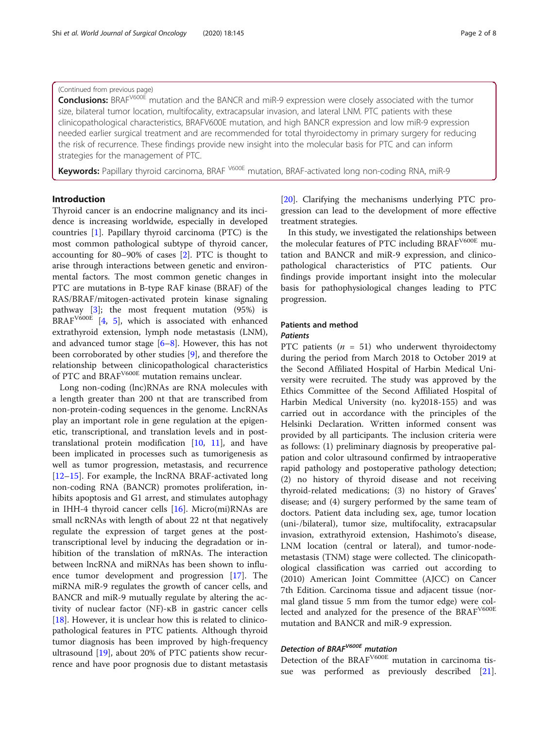(Continued from previous page)

**Conclusions:** BRAF$^{V600E}$ mutation and the BANCR and miR-9 expression were closely associated with the tumor size, bilateral tumor location, multifocality, extracapsular invasion, and lateral LNM. PTC patients with these clinicopathological characteristics, BRAFV600E mutation, and high BANCR expression and low miR-9 expression needed earlier surgical treatment and are recommended for total thyroidectomy in primary surgery for reducing the risk of recurrence. These findings provide new insight into the molecular basis for PTC and can inform strategies for the management of PTC.

**Keywords:** Papillary thyroid carcinoma, BRAF $^{V600E}$ mutation, BRAF-activated long non-coding RNA, miR-9

## Introduction

Thyroid cancer is an endocrine malignancy and its incidence is increasing worldwide, especially in developed countries [1]. Papillary thyroid carcinoma (PTC) is the most common pathological subtype of thyroid cancer, accounting for 80–90% of cases [2]. PTC is thought to arise through interactions between genetic and environmental factors. The most common genetic changes in PTC are mutations in B-type RAF kinase (BRAF) of the RAS/BRAF/mitogen-activated protein kinase signaling pathway [3]; the most frequent mutation (95%) is BRAF$^{V600E}$ [4, 5], which is associated with enhanced extrathyroid extension, lymph node metastasis (LNM), and advanced tumor stage [6–8]. However, this has not been corroborated by other studies [9], and therefore the relationship between clinicopathological characteristics of PTC and BRAF$^{V600E}$ mutation remains unclear.

Long non-coding (lnc)RNAs are RNA molecules with a length greater than 200 nt that are transcribed from non-protein-coding sequences in the genome. LncRNAs play an important role in gene regulation at the epigenetic, transcriptional, and translation levels and in post-translational protein modification [10, 11], and have been implicated in processes such as tumorigenesis as well as tumor progression, metastasis, and recurrence [12–15]. For example, the lncRNA BRAF-activated long non-coding RNA (BANCR) promotes proliferation, inhibits apoptosis and G1 arrest, and stimulates autophagy in IHH-4 thyroid cancer cells [16]. Micro(mi)RNAs are small ncRNAs with length of about 22 nt that negatively regulate the expression of target genes at the post-transcriptional level by inducing the degradation or inhibition of the translation of mRNAs. The interaction between lncRNA and miRNAs has been shown to influence tumor development and progression [17]. The miRNA miR-9 regulates the growth of cancer cells, and BANCR and miR-9 mutually regulate by altering the activity of nuclear factor (NF)-κB in gastric cancer cells [18]. However, it is unclear how this is related to clinicopathological features in PTC patients. Although thyroid tumor diagnosis has been improved by high-frequency ultrasound [19], about 20% of PTC patients show recurrence and have poor prognosis due to distant metastasis [20]. Clarifying the mechanisms underlying PTC progression can lead to the development of more effective treatment strategies.

In this study, we investigated the relationships between the molecular features of PTC including BRAF$^{V600E}$ mutation and BANCR and miR-9 expression, and clinicopathological characteristics of PTC patients. Our findings provide important insight into the molecular basis for pathophysiological changes leading to PTC progression.

## Patients and method

### Patients

PTC patients ($n$ = 51) who underwent thyroidectomy during the period from March 2018 to October 2019 at the Second Affiliated Hospital of Harbin Medical University were recruited. The study was approved by the Ethics Committee of the Second Affiliated Hospital of Harbin Medical University (no. ky2018-155) and was carried out in accordance with the principles of the Helsinki Declaration. Written informed consent was provided by all participants. The inclusion criteria were as follows: (1) preliminary diagnosis by preoperative palpation and color ultrasound confirmed by intraoperative rapid pathology and postoperative pathology detection; (2) no history of thyroid disease and not receiving thyroid-related medications; (3) no history of Graves' disease; and (4) surgery performed by the same team of doctors. Patient data including sex, age, tumor location (uni-/bilateral), tumor size, multifocality, extracapsular invasion, extrathyroid extension, Hashimoto's disease, LNM location (central or lateral), and tumor-node-metastasis (TNM) stage were collected. The clinicopathological classification was carried out according to (2010) American Joint Committee (AJCC) on Cancer 7th Edition. Carcinoma tissue and adjacent tissue (normal gland tissue 5 mm from the tumor edge) were collected and analyzed for the presence of the BRAF$^{V600E}$ mutation and BANCR and miR-9 expression.

### Detection of BRAF$^{V600E}$ mutation

Detection of the BRAF$^{V600E}$ mutation in carcinoma tissue was performed as previously described [21].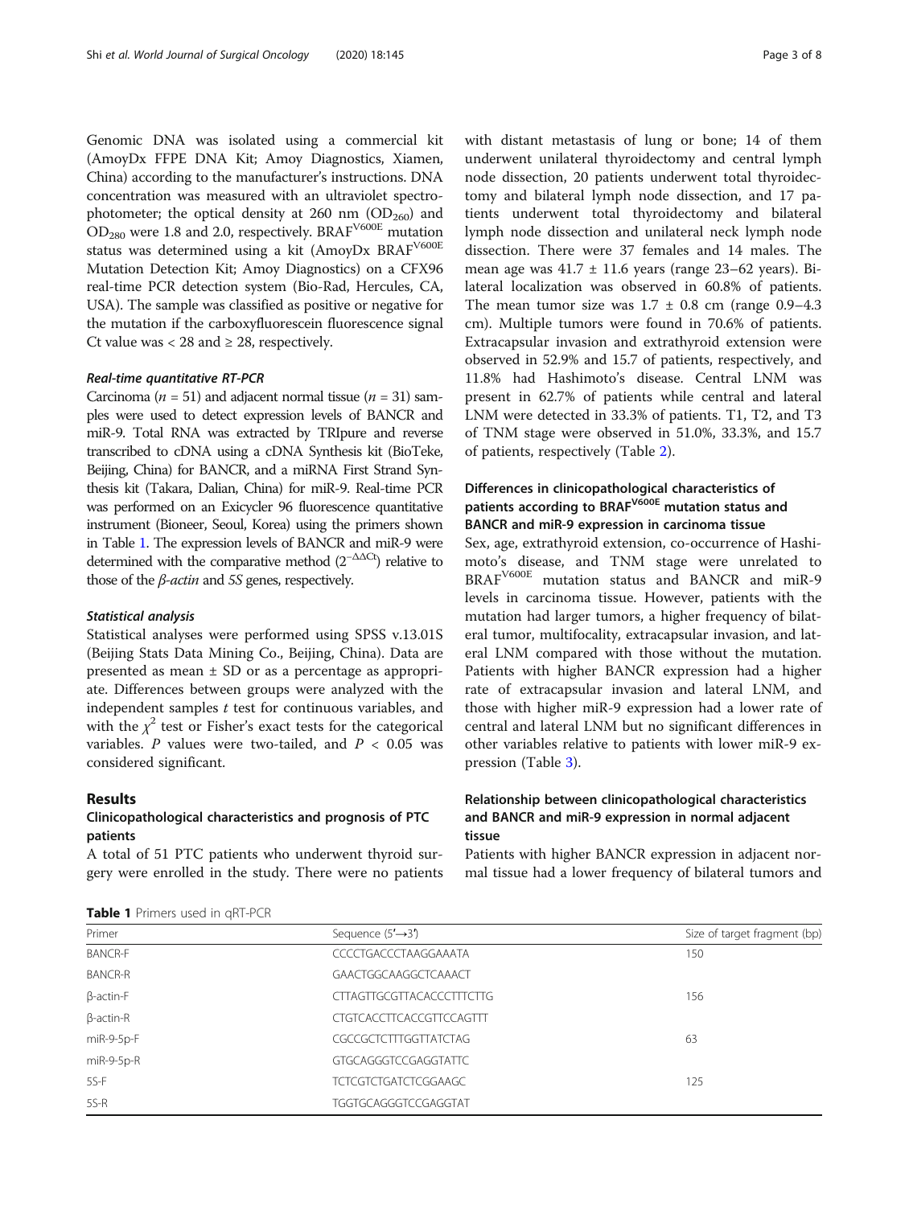Genomic DNA was isolated using a commercial kit (AmoyDx FFPE DNA Kit; Amoy Diagnostics, Xiamen, China) according to the manufacturer's instructions. DNA concentration was measured with an ultraviolet spectrophotometer; the optical density at 260 nm ($OD_{260}$) and $OD_{280}$ were 1.8 and 2.0, respectively. $BRAF^{V600E}$ mutation status was determined using a kit (AmoyDx $BRAF^{V600E}$ Mutation Detection Kit; Amoy Diagnostics) on a CFX96 real-time PCR detection system (Bio-Rad, Hercules, CA, USA). The sample was classified as positive or negative for the mutation if the carboxyfluorescein fluorescence signal Ct value was < 28 and ≥ 28, respectively.

#### Real-time quantitative RT-PCR

Carcinoma ($n = 51$) and adjacent normal tissue ($n = 31$) samples were used to detect expression levels of BANCR and miR-9. Total RNA was extracted by TRIpure and reverse transcribed to cDNA using a cDNA Synthesis kit (BioTeke, Beijing, China) for BANCR, and a miRNA First Strand Synthesis kit (Takara, Dalian, China) for miR-9. Real-time PCR was performed on an Exicycler 96 fluorescence quantitative instrument (Bioneer, Seoul, Korea) using the primers shown in Table 1. The expression levels of BANCR and miR-9 were determined with the comparative method ($2^{-\Delta\Delta Ct}$) relative to those of the *β-actin* and *5S* genes, respectively.

#### Statistical analysis

Statistical analyses were performed using SPSS v.13.01S (Beijing Stats Data Mining Co., Beijing, China). Data are presented as mean ± SD or as a percentage as appropriate. Differences between groups were analyzed with the independent samples *t* test for continuous variables, and with the $\chi^2$ test or Fisher's exact tests for the categorical variables. *P* values were two-tailed, and $P < 0.05$ was considered significant.

## Results

### Clinicopathological characteristics and prognosis of PTC patients

A total of 51 PTC patients who underwent thyroid surgery were enrolled in the study. There were no patients with distant metastasis of lung or bone; 14 of them underwent unilateral thyroidectomy and central lymph node dissection, 20 patients underwent total thyroidectomy and bilateral lymph node dissection, and 17 patients underwent total thyroidectomy and bilateral lymph node dissection and unilateral neck lymph node dissection. There were 37 females and 14 males. The mean age was 41.7 ± 11.6 years (range 23–62 years). Bilateral localization was observed in 60.8% of patients. The mean tumor size was 1.7 ± 0.8 cm (range 0.9–4.3 cm). Multiple tumors were found in 70.6% of patients. Extracapsular invasion and extrathyroid extension were observed in 52.9% and 15.7 of patients, respectively, and 11.8% had Hashimoto's disease. Central LNM was present in 62.7% of patients while central and lateral LNM were detected in 33.3% of patients. T1, T2, and T3 of TNM stage were observed in 51.0%, 33.3%, and 15.7 of patients, respectively (Table 2).

### Differences in clinicopathological characteristics of patients according to $BRAF^{V600E}$ mutation status and BANCR and miR-9 expression in carcinoma tissue

Sex, age, extrathyroid extension, co-occurrence of Hashimoto's disease, and TNM stage were unrelated to $BRAF^{V600E}$ mutation status and BANCR and miR-9 levels in carcinoma tissue. However, patients with the mutation had larger tumors, a higher frequency of bilateral tumor, multifocality, extracapsular invasion, and lateral LNM compared with those without the mutation. Patients with higher BANCR expression had a higher rate of extracapsular invasion and lateral LNM, and those with higher miR-9 expression had a lower rate of central and lateral LNM but no significant differences in other variables relative to patients with lower miR-9 expression (Table 3).

### Relationship between clinicopathological characteristics and BANCR and miR-9 expression in normal adjacent tissue

Patients with higher BANCR expression in adjacent normal tissue had a lower frequency of bilateral tumors and

**Table 1** Primers used in qRT-PCR

| Primer | Sequence (5′→3′) | Size of target fragment (bp) |
|---|---|---|
| BANCR-F | CCCCTGACCCTAAGGAAATA | 150 |
| BANCR-R | GAACTGGCAAGGCTCAAACT | |
| β-actin-F | CTTAGTTGCGTTACACCCTTTCTTG | 156 |
| β-actin-R | CTGTCACCTTCACCGTTCCAGTTT | |
| miR-9-5p-F | CGCCGCTCTTTGGTTATCTAG | 63 |
| miR-9-5p-R | GTGCAGGGTCCGAGGTATTC | |
| 5S-F | TCTCGTCTGATCTCGGAAGC | 125 |
| 5S-R | TGGTGCAGGGTCCGAGGTAT | |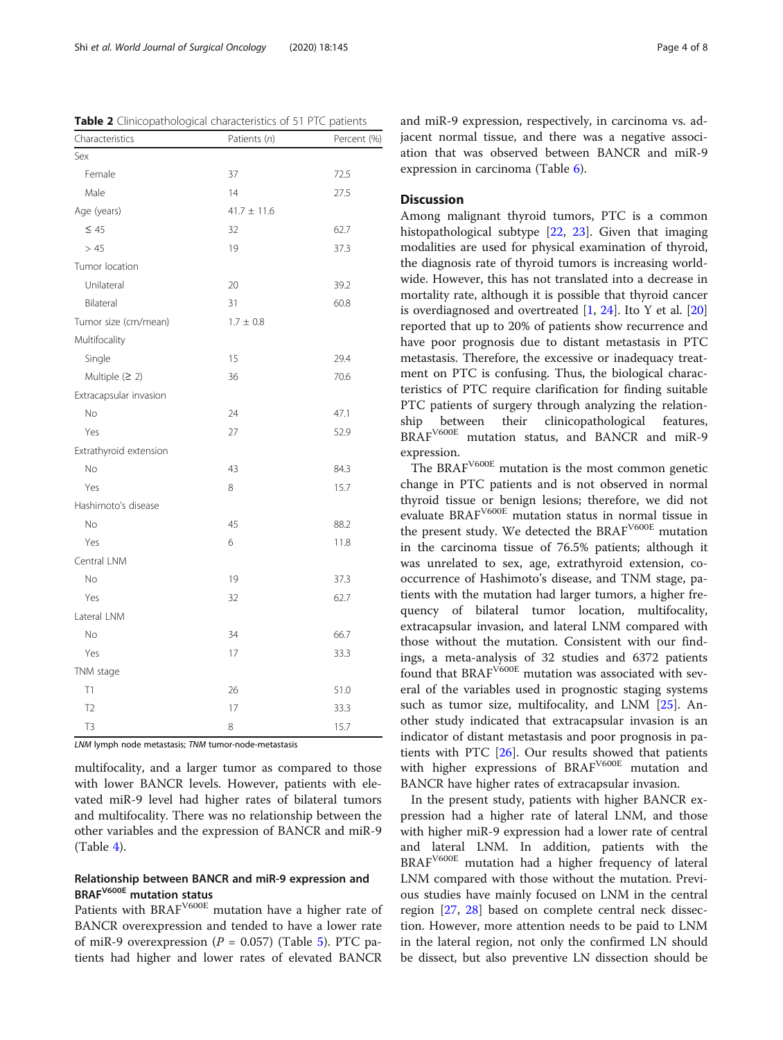**Table 2** Clinicopathological characteristics of 51 PTC patients

| Characteristics | Patients (*n*) | Percent (%) |
|---|---|---|
| Sex | | |
| Female | 37 | 72.5 |
| Male | 14 | 27.5 |
| Age (years) | 41.7 ± 11.6 | |
| ≤ 45 | 32 | 62.7 |
| > 45 | 19 | 37.3 |
| Tumor location | | |
| Unilateral | 20 | 39.2 |
| Bilateral | 31 | 60.8 |
| Tumor size (cm/mean) | 1.7 ± 0.8 | |
| Multifocality | | |
| Single | 15 | 29.4 |
| Multiple (≥ 2) | 36 | 70.6 |
| Extracapsular invasion | | |
| No | 24 | 47.1 |
| Yes | 27 | 52.9 |
| Extrathyroid extension | | |
| No | 43 | 84.3 |
| Yes | 8 | 15.7 |
| Hashimoto's disease | | |
| No | 45 | 88.2 |
| Yes | 6 | 11.8 |
| Central LNM | | |
| No | 19 | 37.3 |
| Yes | 32 | 62.7 |
| Lateral LNM | | |
| No | 34 | 66.7 |
| Yes | 17 | 33.3 |
| TNM stage | | |
| T1 | 26 | 51.0 |
| T2 | 17 | 33.3 |
| T3 | 8 | 15.7 |

*LNM* lymph node metastasis; *TNM* tumor-node-metastasis

multifocality, and a larger tumor as compared to those with lower BANCR levels. However, patients with elevated miR-9 level had higher rates of bilateral tumors and multifocality. There was no relationship between the other variables and the expression of BANCR and miR-9 (Table 4).

### Relationship between BANCR and miR-9 expression and BRAF$^{V600E}$ mutation status

Patients with BRAF$^{V600E}$ mutation have a higher rate of BANCR overexpression and tended to have a lower rate of miR-9 overexpression ($P$ = 0.057) (Table 5). PTC patients had higher and lower rates of elevated BANCR and miR-9 expression, respectively, in carcinoma vs. adjacent normal tissue, and there was a negative association that was observed between BANCR and miR-9 expression in carcinoma (Table 6).

## Discussion

Among malignant thyroid tumors, PTC is a common histopathological subtype [22, 23]. Given that imaging modalities are used for physical examination of thyroid, the diagnosis rate of thyroid tumors is increasing worldwide. However, this has not translated into a decrease in mortality rate, although it is possible that thyroid cancer is overdiagnosed and overtreated [1, 24]. Ito Y et al. [20] reported that up to 20% of patients show recurrence and have poor prognosis due to distant metastasis in PTC metastasis. Therefore, the excessive or inadequacy treatment on PTC is confusing. Thus, the biological characteristics of PTC require clarification for finding suitable PTC patients of surgery through analyzing the relationship between their clinicopathological features, BRAF$^{V600E}$ mutation status, and BANCR and miR-9 expression.

The BRAF$^{V600E}$ mutation is the most common genetic change in PTC patients and is not observed in normal thyroid tissue or benign lesions; therefore, we did not evaluate BRAF$^{V600E}$ mutation status in normal tissue in the present study. We detected the BRAF$^{V600E}$ mutation in the carcinoma tissue of 76.5% patients; although it was unrelated to sex, age, extrathyroid extension, co-occurrence of Hashimoto's disease, and TNM stage, patients with the mutation had larger tumors, a higher frequency of bilateral tumor location, multifocality, extracapsular invasion, and lateral LNM compared with those without the mutation. Consistent with our findings, a meta-analysis of 32 studies and 6372 patients found that BRAF$^{V600E}$ mutation was associated with several of the variables used in prognostic staging systems such as tumor size, multifocality, and LNM [25]. Another study indicated that extracapsular invasion is an indicator of distant metastasis and poor prognosis in patients with PTC [26]. Our results showed that patients with higher expressions of BRAF$^{V600E}$ mutation and BANCR have higher rates of extracapsular invasion.

In the present study, patients with higher BANCR expression had a higher rate of lateral LNM, and those with higher miR-9 expression had a lower rate of central and lateral LNM. In addition, patients with the BRAF$^{V600E}$ mutation had a higher frequency of lateral LNM compared with those without the mutation. Previous studies have mainly focused on LNM in the central region [27, 28] based on complete central neck dissection. However, more attention needs to be paid to LNM in the lateral region, not only the confirmed LN should be dissect, but also preventive LN dissection should be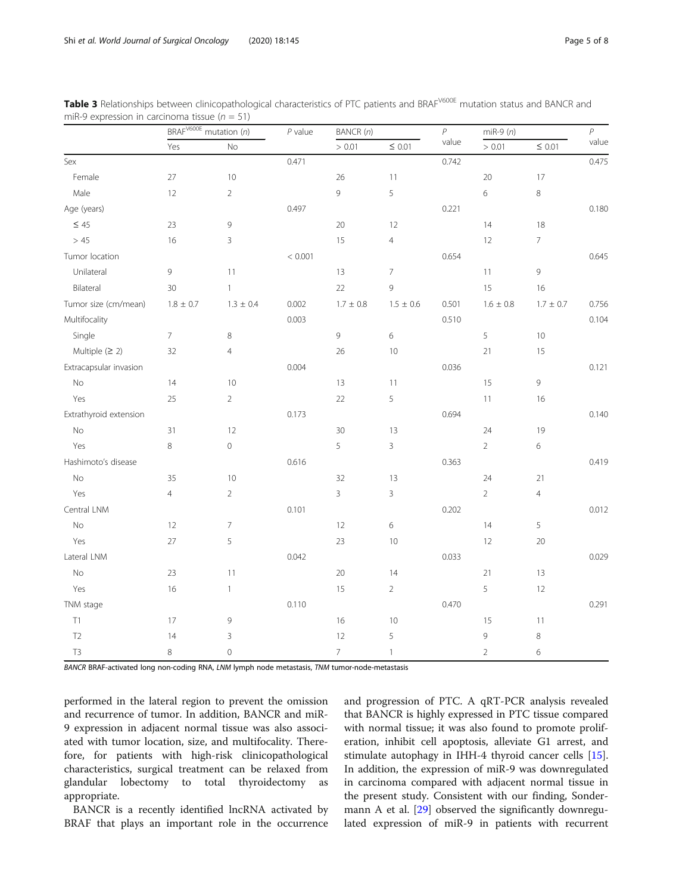**Table 3** Relationships between clinicopathological characteristics of PTC patients and $BRAF^{V600E}$ mutation status and BANCR and miR-9 expression in carcinoma tissue ($n = 51$)

| | $BRAF^{V600E}$ mutation (*n*) | | *P* value | BANCR (*n*) | | *P* value | miR-9 (*n*) | | *P* value |
|---|---|---|---|---|---|---|---|---|---|
| | Yes | No | | > 0.01 | ≤ 0.01 | | > 0.01 | ≤ 0.01 | |
| Sex | | | 0.471 | | | 0.742 | | | 0.475 |
| Female | 27 | 10 | | 26 | 11 | | 20 | 17 | |
| Male | 12 | 2 | | 9 | 5 | | 6 | 8 | |
| Age (years) | | | 0.497 | | | 0.221 | | | 0.180 |
| ≤ 45 | 23 | 9 | | 20 | 12 | | 14 | 18 | |
| > 45 | 16 | 3 | | 15 | 4 | | 12 | 7 | |
| Tumor location | | | < 0.001 | | | 0.654 | | | 0.645 |
| Unilateral | 9 | 11 | | 13 | 7 | | 11 | 9 | |
| Bilateral | 30 | 1 | | 22 | 9 | | 15 | 16 | |
| Tumor size (cm/mean) | 1.8 ± 0.7 | 1.3 ± 0.4 | 0.002 | 1.7 ± 0.8 | 1.5 ± 0.6 | 0.501 | 1.6 ± 0.8 | 1.7 ± 0.7 | 0.756 |
| Multifocality | | | 0.003 | | | 0.510 | | | 0.104 |
| Single | 7 | 8 | | 9 | 6 | | 5 | 10 | |
| Multiple (≥ 2) | 32 | 4 | | 26 | 10 | | 21 | 15 | |
| Extracapsular invasion | | | 0.004 | | | 0.036 | | | 0.121 |
| No | 14 | 10 | | 13 | 11 | | 15 | 9 | |
| Yes | 25 | 2 | | 22 | 5 | | 11 | 16 | |
| Extrathyroid extension | | | 0.173 | | | 0.694 | | | 0.140 |
| No | 31 | 12 | | 30 | 13 | | 24 | 19 | |
| Yes | 8 | 0 | | 5 | 3 | | 2 | 6 | |
| Hashimoto's disease | | | 0.616 | | | 0.363 | | | 0.419 |
| No | 35 | 10 | | 32 | 13 | | 24 | 21 | |
| Yes | 4 | 2 | | 3 | 3 | | 2 | 4 | |
| Central LNM | | | 0.101 | | | 0.202 | | | 0.012 |
| No | 12 | 7 | | 12 | 6 | | 14 | 5 | |
| Yes | 27 | 5 | | 23 | 10 | | 12 | 20 | |
| Lateral LNM | | | 0.042 | | | 0.033 | | | 0.029 |
| No | 23 | 11 | | 20 | 14 | | 21 | 13 | |
| Yes | 16 | 1 | | 15 | 2 | | 5 | 12 | |
| TNM stage | | | 0.110 | | | 0.470 | | | 0.291 |
| T1 | 17 | 9 | | 16 | 10 | | 15 | 11 | |
| T2 | 14 | 3 | | 12 | 5 | | 9 | 8 | |
| T3 | 8 | 0 | | 7 | 1 | | 2 | 6 | |

*BANCR* BRAF-activated long non-coding RNA, *LNM* lymph node metastasis, *TNM* tumor-node-metastasis

performed in the lateral region to prevent the omission and recurrence of tumor. In addition, BANCR and miR-9 expression in adjacent normal tissue was also associated with tumor location, size, and multifocality. Therefore, for patients with high-risk clinicopathological characteristics, surgical treatment can be relaxed from glandular lobectomy to total thyroidectomy as appropriate.

BANCR is a recently identified lncRNA activated by BRAF that plays an important role in the occurrence and progression of PTC. A qRT-PCR analysis revealed that BANCR is highly expressed in PTC tissue compared with normal tissue; it was also found to promote proliferation, inhibit cell apoptosis, alleviate G1 arrest, and stimulate autophagy in IHH-4 thyroid cancer cells [15]. In addition, the expression of miR-9 was downregulated in carcinoma compared with adjacent normal tissue in the present study. Consistent with our finding, Sondermann A et al. [29] observed the significantly downregulated expression of miR-9 in patients with recurrent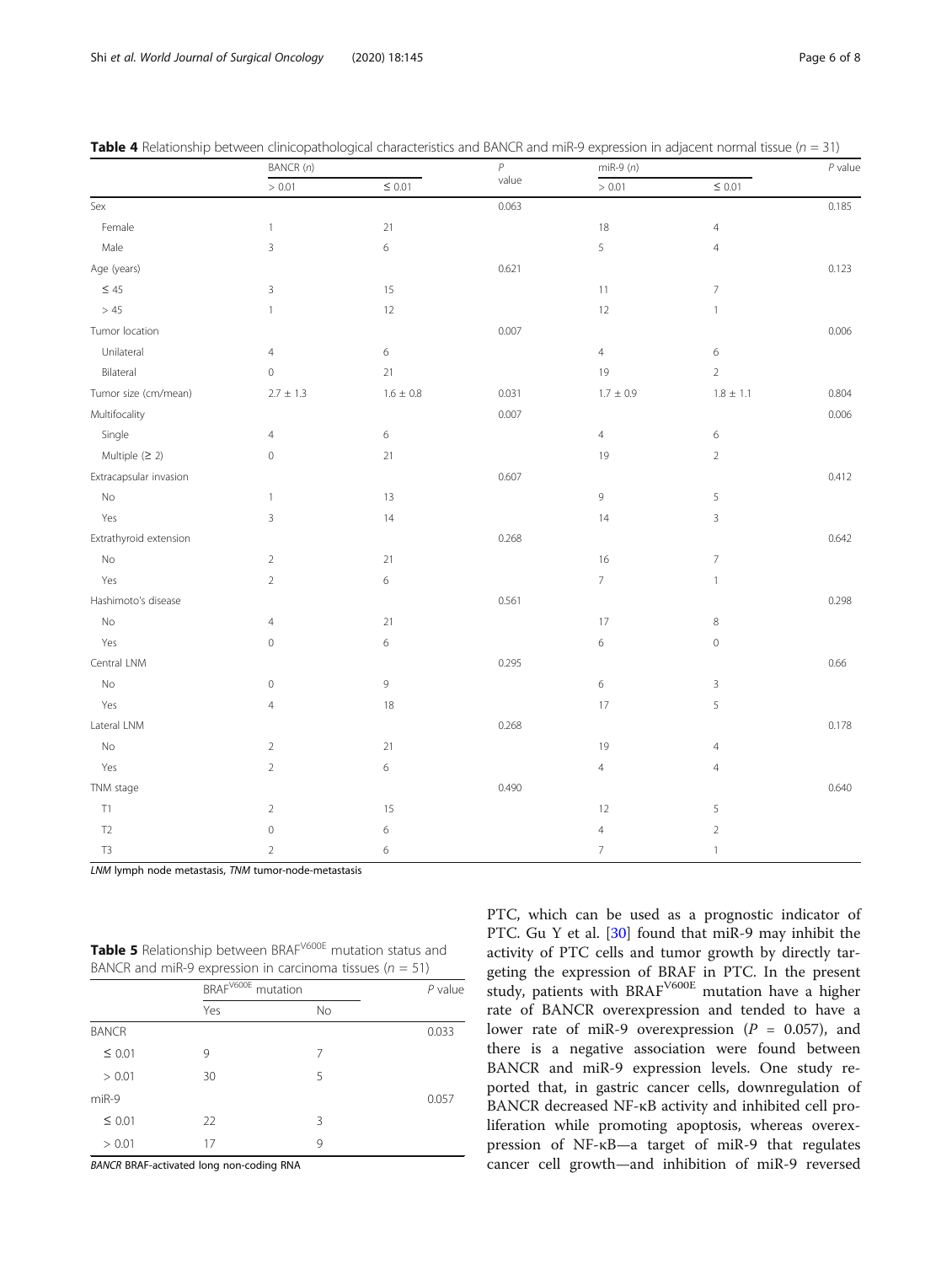**Table 4** Relationship between clinicopathological characteristics and BANCR and miR-9 expression in adjacent normal tissue ($n$ = 31)

| | BANCR (n) | | P value | miR-9 (n) | | P value |
|---|---|---|---|---|---|---|
| | > 0.01 | ≤ 0.01 | | > 0.01 | ≤ 0.01 | |
| Sex | | | 0.063 | | | 0.185 |
| Female | 1 | 21 | | 18 | 4 | |
| Male | 3 | 6 | | 5 | 4 | |
| Age (years) | | | 0.621 | | | 0.123 |
| ≤ 45 | 3 | 15 | | 11 | 7 | |
| > 45 | 1 | 12 | | 12 | 1 | |
| Tumor location | | | 0.007 | | | 0.006 |
| Unilateral | 4 | 6 | | 4 | 6 | |
| Bilateral | 0 | 21 | | 19 | 2 | |
| Tumor size (cm/mean) | 2.7 ± 1.3 | 1.6 ± 0.8 | 0.031 | 1.7 ± 0.9 | 1.8 ± 1.1 | 0.804 |
| Multifocality | | | 0.007 | | | 0.006 |
| Single | 4 | 6 | | 4 | 6 | |
| Multiple (≥ 2) | 0 | 21 | | 19 | 2 | |
| Extracapsular invasion | | | 0.607 | | | 0.412 |
| No | 1 | 13 | | 9 | 5 | |
| Yes | 3 | 14 | | 14 | 3 | |
| Extrathyroid extension | | | 0.268 | | | 0.642 |
| No | 2 | 21 | | 16 | 7 | |
| Yes | 2 | 6 | | 7 | 1 | |
| Hashimoto's disease | | | 0.561 | | | 0.298 |
| No | 4 | 21 | | 17 | 8 | |
| Yes | 0 | 6 | | 6 | 0 | |
| Central LNM | | | 0.295 | | | 0.66 |
| No | 0 | 9 | | 6 | 3 | |
| Yes | 4 | 18 | | 17 | 5 | |
| Lateral LNM | | | 0.268 | | | 0.178 |
| No | 2 | 21 | | 19 | 4 | |
| Yes | 2 | 6 | | 4 | 4 | |
| TNM stage | | | 0.490 | | | 0.640 |
| T1 | 2 | 15 | | 12 | 5 | |
| T2 | 0 | 6 | | 4 | 2 | |
| T3 | 2 | 6 | | 7 | 1 | |

*LNM* lymph node metastasis, *TNM* tumor-node-metastasis

**Table 5** Relationship between $BRAF^{V600E}$ mutation status and BANCR and miR-9 expression in carcinoma tissues ($n$ = 51)

| | $BRAF^{V600E}$ mutation | | P value |
|---|---|---|---|
| | Yes | No | |
| BANCR | | | 0.033 |
| ≤ 0.01 | 9 | 7 | |
| > 0.01 | 30 | 5 | |
| miR-9 | | | 0.057 |
| ≤ 0.01 | 22 | 3 | |
| > 0.01 | 17 | 9 | |

*BANCR* BRAF-activated long non-coding RNA

PTC, which can be used as a prognostic indicator of PTC. Gu Y et al. [30] found that miR-9 may inhibit the activity of PTC cells and tumor growth by directly targeting the expression of BRAF in PTC. In the present study, patients with $BRAF^{V600E}$ mutation have a higher rate of BANCR overexpression and tended to have a lower rate of miR-9 overexpression ($P$ = 0.057), and there is a negative association were found between BANCR and miR-9 expression levels. One study reported that, in gastric cancer cells, downregulation of BANCR decreased NF-κB activity and inhibited cell proliferation while promoting apoptosis, whereas overexpression of NF-κB—a target of miR-9 that regulates cancer cell growth—and inhibition of miR-9 reversed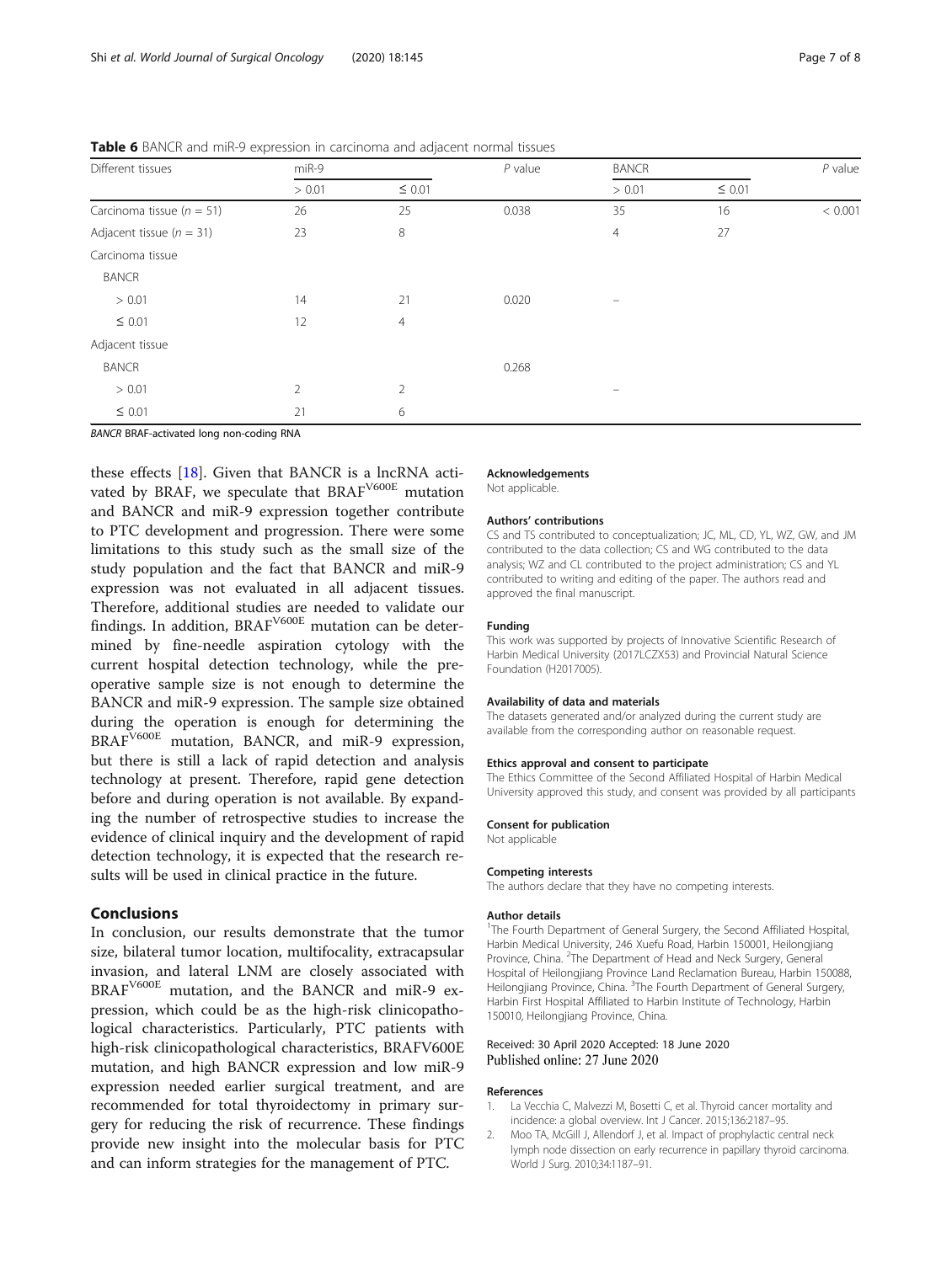**Table 6** BANCR and miR-9 expression in carcinoma and adjacent normal tissues

| Different tissues | miR-9 | | *P* value | BANCR | | *P* value |
|---|---|---|---|---|---|---|
| | > 0.01 | ≤ 0.01 | | > 0.01 | ≤ 0.01 | |
| Carcinoma tissue (*n* = 51) | 26 | 25 | 0.038 | 35 | 16 | < 0.001 |
| Adjacent tissue (*n* = 31) | 23 | 8 | | 4 | 27 | |
| Carcinoma tissue | | | | | | |
| BANCR | | | | | | |
| > 0.01 | 14 | 21 | 0.020 | – | | |
| ≤ 0.01 | 12 | 4 | | | | |
| Adjacent tissue | | | | | | |
| BANCR | | | 0.268 | | | |
| > 0.01 | 2 | 2 | | – | | |
| ≤ 0.01 | 21 | 6 | | | | |

*BANCR* BRAF-activated long non-coding RNA

these effects [18]. Given that BANCR is a lncRNA activated by BRAF, we speculate that $BRAF^{V600E}$ mutation and BANCR and miR-9 expression together contribute to PTC development and progression. There were some limitations to this study such as the small size of the study population and the fact that BANCR and miR-9 expression was not evaluated in all adjacent tissues. Therefore, additional studies are needed to validate our findings. In addition, $BRAF^{V600E}$ mutation can be determined by fine-needle aspiration cytology with the current hospital detection technology, while the preoperative sample size is not enough to determine the BANCR and miR-9 expression. The sample size obtained during the operation is enough for determining the $BRAF^{V600E}$ mutation, BANCR, and miR-9 expression, but there is still a lack of rapid detection and analysis technology at present. Therefore, rapid gene detection before and during operation is not available. By expanding the number of retrospective studies to increase the evidence of clinical inquiry and the development of rapid detection technology, it is expected that the research results will be used in clinical practice in the future.

## Conclusions

In conclusion, our results demonstrate that the tumor size, bilateral tumor location, multifocality, extracapsular invasion, and lateral LNM are closely associated with $BRAF^{V600E}$ mutation, and the BANCR and miR-9 expression, which could be as the high-risk clinicopathological characteristics. Particularly, PTC patients with high-risk clinicopathological characteristics, BRAFV600E mutation, and high BANCR expression and low miR-9 expression needed earlier surgical treatment, and are recommended for total thyroidectomy in primary surgery for reducing the risk of recurrence. These findings provide new insight into the molecular basis for PTC and can inform strategies for the management of PTC.

#### Acknowledgements

Not applicable.

#### Authors' contributions

CS and TS contributed to conceptualization; JC, ML, CD, YL, WZ, GW, and JM contributed to the data collection; CS and WG contributed to the data analysis; WZ and CL contributed to the project administration; CS and YL contributed to writing and editing of the paper. The authors read and approved the final manuscript.

#### Funding

This work was supported by projects of Innovative Scientific Research of Harbin Medical University (2017LCZX53) and Provincial Natural Science Foundation (H2017005).

#### Availability of data and materials

The datasets generated and/or analyzed during the current study are available from the corresponding author on reasonable request.

#### Ethics approval and consent to participate

The Ethics Committee of the Second Affiliated Hospital of Harbin Medical University approved this study, and consent was provided by all participants

#### Consent for publication

Not applicable

#### Competing interests

The authors declare that they have no competing interests.

#### Author details

[1]The Fourth Department of General Surgery, the Second Affiliated Hospital, Harbin Medical University, 246 Xuefu Road, Harbin 150001, Heilongjiang Province, China. [2]The Department of Head and Neck Surgery, General Hospital of Heilongjiang Province Land Reclamation Bureau, Harbin 150088, Heilongjiang Province, China. [3]The Fourth Department of General Surgery, Harbin First Hospital Affiliated to Harbin Institute of Technology, Harbin 150010, Heilongjiang Province, China.

Received: 30 April 2020 Accepted: 18 June 2020
Published online: 27 June 2020

#### References

1. La Vecchia C, Malvezzi M, Bosetti C, et al. Thyroid cancer mortality and incidence: a global overview. Int J Cancer. 2015;136:2187–95.
2. Moo TA, McGill J, Allendorf J, et al. Impact of prophylactic central neck lymph node dissection on early recurrence in papillary thyroid carcinoma. World J Surg. 2010;34:1187–91.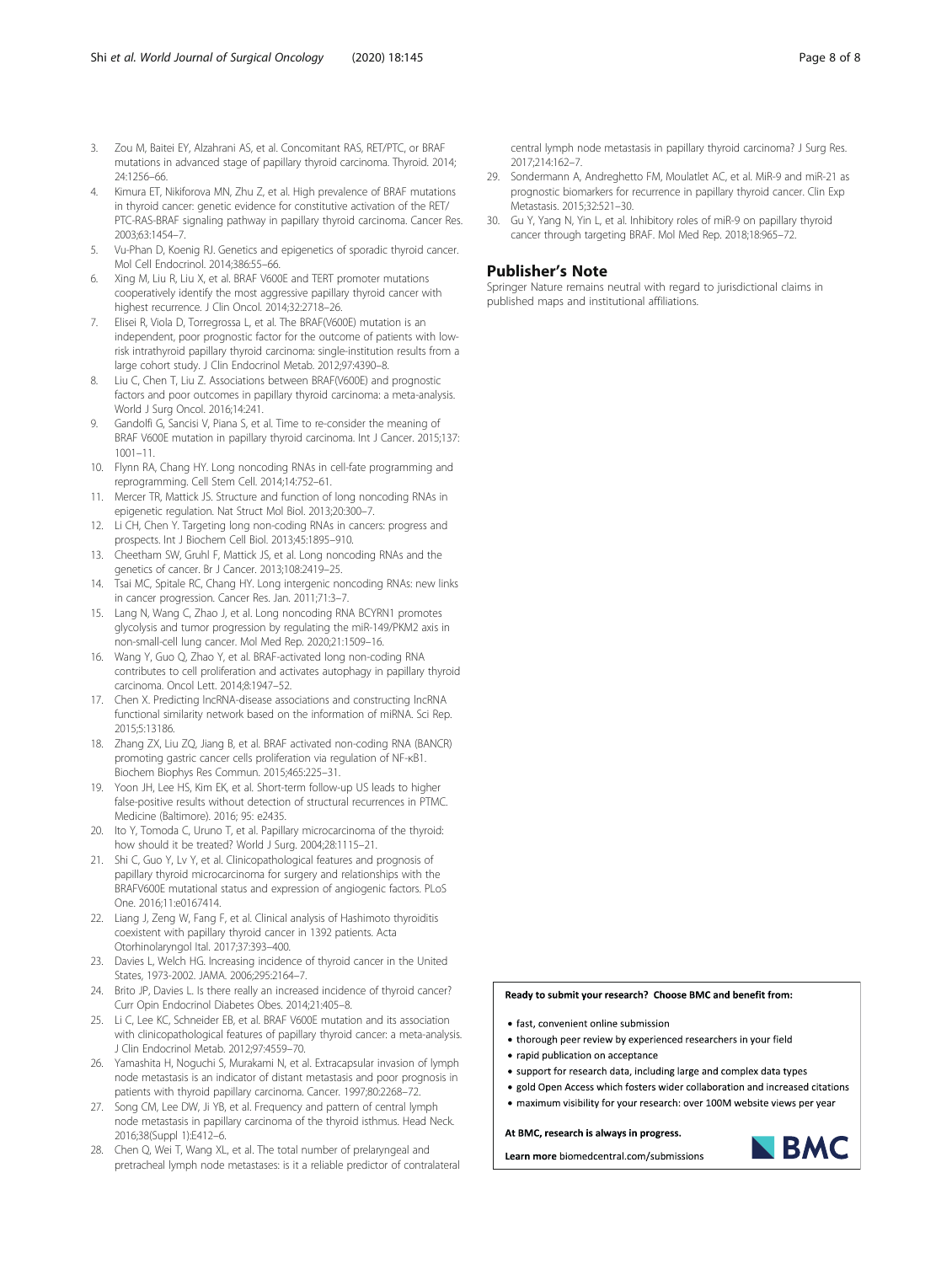3. Zou M, Baitei EY, Alzahrani AS, et al. Concomitant RAS, RET/PTC, or BRAF mutations in advanced stage of papillary thyroid carcinoma. Thyroid. 2014; 24:1256–66.
4. Kimura ET, Nikiforova MN, Zhu Z, et al. High prevalence of BRAF mutations in thyroid cancer: genetic evidence for constitutive activation of the RET/PTC-RAS-BRAF signaling pathway in papillary thyroid carcinoma. Cancer Res. 2003;63:1454–7.
5. Vu-Phan D, Koenig RJ. Genetics and epigenetics of sporadic thyroid cancer. Mol Cell Endocrinol. 2014;386:55–66.
6. Xing M, Liu R, Liu X, et al. BRAF V600E and TERT promoter mutations cooperatively identify the most aggressive papillary thyroid cancer with highest recurrence. J Clin Oncol. 2014;32:2718–26.
7. Elisei R, Viola D, Torregrossa L, et al. The BRAF(V600E) mutation is an independent, poor prognostic factor for the outcome of patients with low-risk intrathyroid papillary thyroid carcinoma: single-institution results from a large cohort study. J Clin Endocrinol Metab. 2012;97:4390–8.
8. Liu C, Chen T, Liu Z. Associations between BRAF(V600E) and prognostic factors and poor outcomes in papillary thyroid carcinoma: a meta-analysis. World J Surg Oncol. 2016;14:241.
9. Gandolfi G, Sancisi V, Piana S, et al. Time to re-consider the meaning of BRAF V600E mutation in papillary thyroid carcinoma. Int J Cancer. 2015;137:1001–11.
10. Flynn RA, Chang HY. Long noncoding RNAs in cell-fate programming and reprogramming. Cell Stem Cell. 2014;14:752–61.
11. Mercer TR, Mattick JS. Structure and function of long noncoding RNAs in epigenetic regulation. Nat Struct Mol Biol. 2013;20:300–7.
12. Li CH, Chen Y. Targeting long non-coding RNAs in cancers: progress and prospects. Int J Biochem Cell Biol. 2013;45:1895–910.
13. Cheetham SW, Gruhl F, Mattick JS, et al. Long noncoding RNAs and the genetics of cancer. Br J Cancer. 2013;108:2419–25.
14. Tsai MC, Spitale RC, Chang HY. Long intergenic noncoding RNAs: new links in cancer progression. Cancer Res. Jan. 2011;71:3–7.
15. Lang N, Wang C, Zhao J, et al. Long noncoding RNA BCYRN1 promotes glycolysis and tumor progression by regulating the miR-149/PKM2 axis in non-small-cell lung cancer. Mol Med Rep. 2020;21:1509–16.
16. Wang Y, Guo Q, Zhao Y, et al. BRAF-activated long non-coding RNA contributes to cell proliferation and activates autophagy in papillary thyroid carcinoma. Oncol Lett. 2014;8:1947–52.
17. Chen X. Predicting lncRNA-disease associations and constructing lncRNA functional similarity network based on the information of miRNA. Sci Rep. 2015;5:13186.
18. Zhang ZX, Liu ZQ, Jiang B, et al. BRAF activated non-coding RNA (BANCR) promoting gastric cancer cells proliferation via regulation of NF-κB1. Biochem Biophys Res Commun. 2015;465:225–31.
19. Yoon JH, Lee HS, Kim EK, et al. Short-term follow-up US leads to higher false-positive results without detection of structural recurrences in PTMC. Medicine (Baltimore). 2016; 95: e2435.
20. Ito Y, Tomoda C, Uruno T, et al. Papillary microcarcinoma of the thyroid: how should it be treated? World J Surg. 2004;28:1115–21.
21. Shi C, Guo Y, Lv Y, et al. Clinicopathological features and prognosis of papillary thyroid microcarcinoma for surgery and relationships with the BRAFV600E mutational status and expression of angiogenic factors. PLoS One. 2016;11:e0167414.
22. Liang J, Zeng W, Fang F, et al. Clinical analysis of Hashimoto thyroiditis coexistent with papillary thyroid cancer in 1392 patients. Acta Otorhinolaryngol Ital. 2017;37:393–400.
23. Davies L, Welch HG. Increasing incidence of thyroid cancer in the United States, 1973-2002. JAMA. 2006;295:2164–7.
24. Brito JP, Davies L. Is there really an increased incidence of thyroid cancer? Curr Opin Endocrinol Diabetes Obes. 2014;21:405–8.
25. Li C, Lee KC, Schneider EB, et al. BRAF V600E mutation and its association with clinicopathological features of papillary thyroid cancer: a meta-analysis. J Clin Endocrinol Metab. 2012;97:4559–70.
26. Yamashita H, Noguchi S, Murakami N, et al. Extracapsular invasion of lymph node metastasis is an indicator of distant metastasis and poor prognosis in patients with thyroid papillary carcinoma. Cancer. 1997;80:2268–72.
27. Song CM, Lee DW, Ji YB, et al. Frequency and pattern of central lymph node metastasis in papillary carcinoma of the thyroid isthmus. Head Neck. 2016;38(Suppl 1):E412–6.
28. Chen Q, Wei T, Wang XL, et al. The total number of prelaryngeal and pretracheal lymph node metastases: is it a reliable predictor of contralateral central lymph node metastasis in papillary thyroid carcinoma? J Surg Res. 2017;214:162–7.
29. Sondermann A, Andreghetto FM, Moulatlet AC, et al. MiR-9 and miR-21 as prognostic biomarkers for recurrence in papillary thyroid cancer. Clin Exp Metastasis. 2015;32:521–30.
30. Gu Y, Yang N, Yin L, et al. Inhibitory roles of miR-9 on papillary thyroid cancer through targeting BRAF. Mol Med Rep. 2018;18:965–72.

## Publisher's Note

Springer Nature remains neutral with regard to jurisdictional claims in published maps and institutional affiliations.

**Ready to submit your research? Choose BMC and benefit from:**

- fast, convenient online submission
- thorough peer review by experienced researchers in your field
- rapid publication on acceptance
- support for research data, including large and complex data types
- gold Open Access which fosters wider collaboration and increased citations
- maximum visibility for your research: over 100M website views per year

**At BMC, research is always in progress.**

**Learn more** biomedcentral.com/submissions

BMC